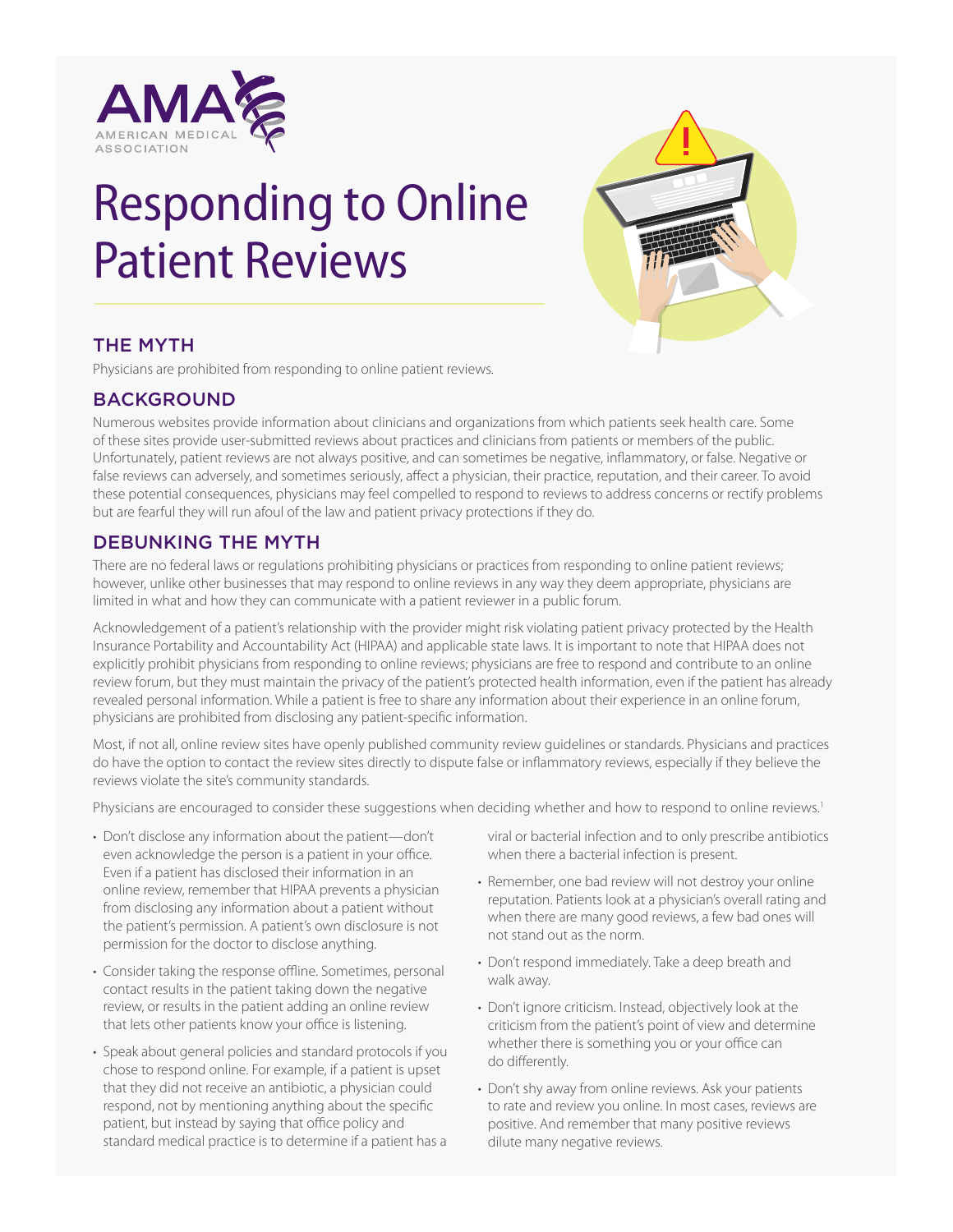AMA AMERICAN MEDICAL ASSOCIATION

# Responding to Online Patient Reviews

## THE MYTH

Physicians are prohibited from responding to online patient reviews.

## BACKGROUND

Numerous websites provide information about clinicians and organizations from which patients seek health care. Some of these sites provide user-submitted reviews about practices and clinicians from patients or members of the public. Unfortunately, patient reviews are not always positive, and can sometimes be negative, inflammatory, or false. Negative or false reviews can adversely, and sometimes seriously, affect a physician, their practice, reputation, and their career. To avoid these potential consequences, physicians may feel compelled to respond to reviews to address concerns or rectify problems but are fearful they will run afoul of the law and patient privacy protections if they do.

## DEBUNKING THE MYTH

There are no federal laws or regulations prohibiting physicians or practices from responding to online patient reviews; however, unlike other businesses that may respond to online reviews in any way they deem appropriate, physicians are limited in what and how they can communicate with a patient reviewer in a public forum.

Acknowledgement of a patient's relationship with the provider might risk violating patient privacy protected by the Health Insurance Portability and Accountability Act (HIPAA) and applicable state laws. It is important to note that HIPAA does not explicitly prohibit physicians from responding to online reviews; physicians are free to respond and contribute to an online review forum, but they must maintain the privacy of the patient's protected health information, even if the patient has already revealed personal information. While a patient is free to share any information about their experience in an online forum, physicians are prohibited from disclosing any patient-specific information.

Most, if not all, online review sites have openly published community review guidelines or standards. Physicians and practices do have the option to contact the review sites directly to dispute false or inflammatory reviews, especially if they believe the reviews violate the site's community standards.

Physicians are encouraged to consider these suggestions when deciding whether and how to respond to online reviews.[1]

- Don't disclose any information about the patient—don't even acknowledge the person is a patient in your office. Even if a patient has disclosed their information in an online review, remember that HIPAA prevents a physician from disclosing any information about a patient without the patient's permission. A patient's own disclosure is not permission for the doctor to disclose anything.
- Consider taking the response offline. Sometimes, personal contact results in the patient taking down the negative review, or results in the patient adding an online review that lets other patients know your office is listening.
- Speak about general policies and standard protocols if you chose to respond online. For example, if a patient is upset that they did not receive an antibiotic, a physician could respond, not by mentioning anything about the specific patient, but instead by saying that office policy and standard medical practice is to determine if a patient has a viral or bacterial infection and to only prescribe antibiotics when there a bacterial infection is present.
- Remember, one bad review will not destroy your online reputation. Patients look at a physician's overall rating and when there are many good reviews, a few bad ones will not stand out as the norm.
- Don't respond immediately. Take a deep breath and walk away.
- Don't ignore criticism. Instead, objectively look at the criticism from the patient's point of view and determine whether there is something you or your office can do differently.
- Don't shy away from online reviews. Ask your patients to rate and review you online. In most cases, reviews are positive. And remember that many positive reviews dilute many negative reviews.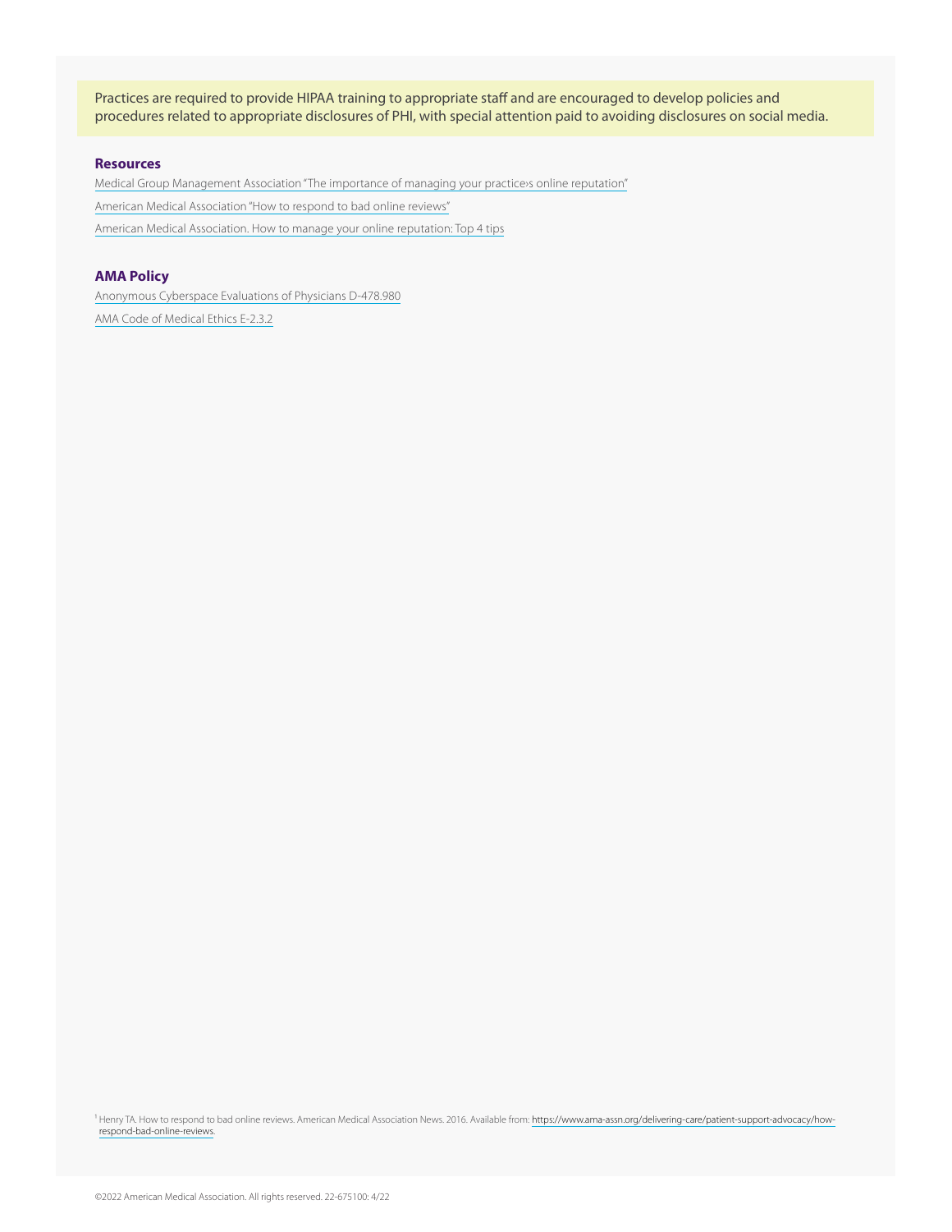Practices are required to provide HIPAA training to appropriate staff and are encouraged to develop policies and procedures related to appropriate disclosures of PHI, with special attention paid to avoiding disclosures on social media.

### Resources

Medical Group Management Association "The importance of managing your practice›s online reputation"

American Medical Association "How to respond to bad online reviews"

American Medical Association. How to manage your online reputation: Top 4 tips

### AMA Policy

Anonymous Cyberspace Evaluations of Physicians D-478.980

AMA Code of Medical Ethics E-2.3.2

[1] Henry TA. How to respond to bad online reviews. American Medical Association News. 2016. Available from: https://www.ama-assn.org/delivering-care/patient-support-advocacy/how-respond-bad-online-reviews.

©2022 American Medical Association. All rights reserved. 22-675100: 4/22